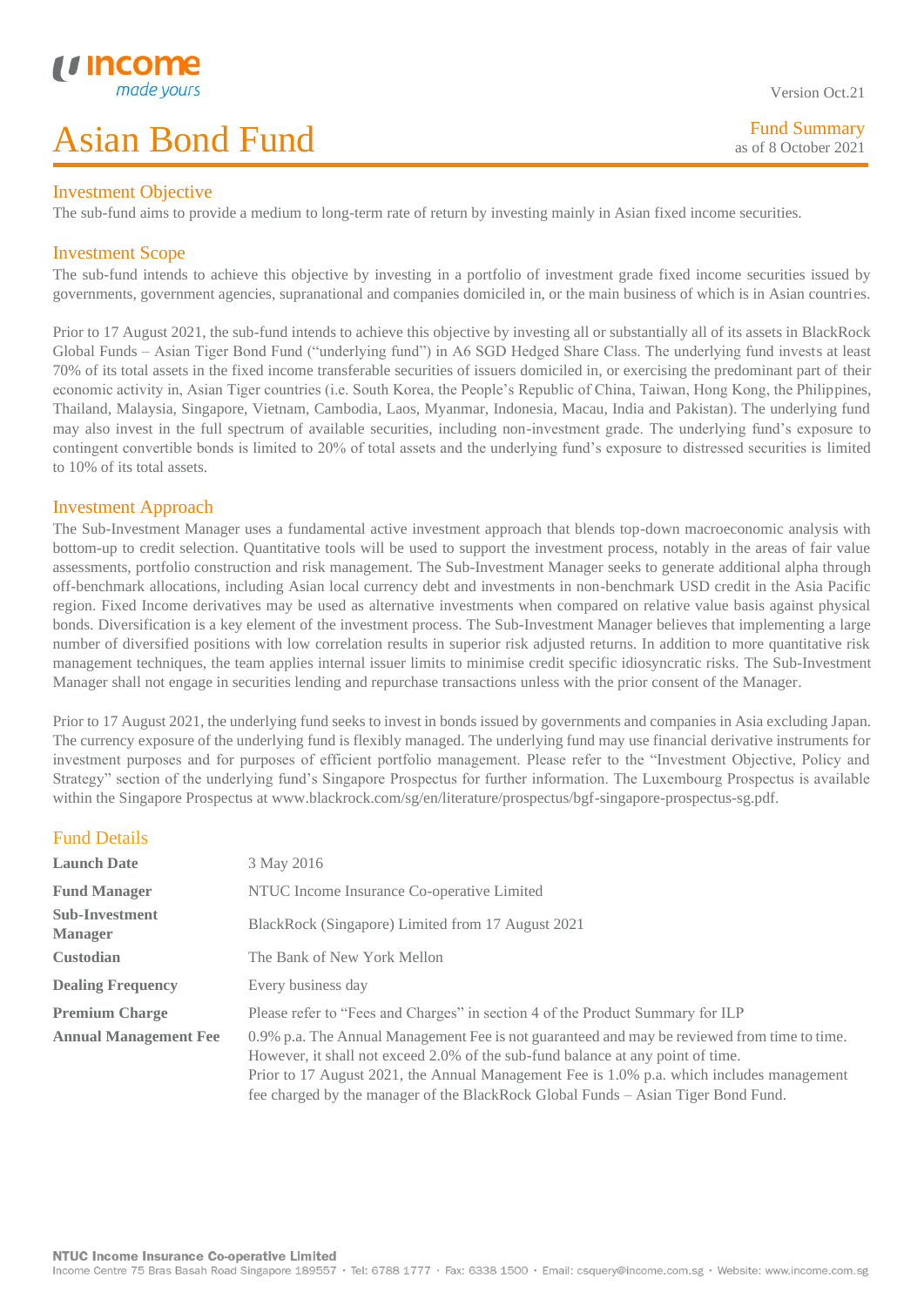Version Oct.21

# Asian Bond Fund

Fund Summary
as of 8 October 2021

## Investment Objective

The sub-fund aims to provide a medium to long-term rate of return by investing mainly in Asian fixed income securities.

## Investment Scope

The sub-fund intends to achieve this objective by investing in a portfolio of investment grade fixed income securities issued by governments, government agencies, supranational and companies domiciled in, or the main business of which is in Asian countries.

Prior to 17 August 2021, the sub-fund intends to achieve this objective by investing all or substantially all of its assets in BlackRock Global Funds – Asian Tiger Bond Fund ("underlying fund") in A6 SGD Hedged Share Class. The underlying fund invests at least 70% of its total assets in the fixed income transferable securities of issuers domiciled in, or exercising the predominant part of their economic activity in, Asian Tiger countries (i.e. South Korea, the People's Republic of China, Taiwan, Hong Kong, the Philippines, Thailand, Malaysia, Singapore, Vietnam, Cambodia, Laos, Myanmar, Indonesia, Macau, India and Pakistan). The underlying fund may also invest in the full spectrum of available securities, including non-investment grade. The underlying fund's exposure to contingent convertible bonds is limited to 20% of total assets and the underlying fund's exposure to distressed securities is limited to 10% of its total assets.

## Investment Approach

The Sub-Investment Manager uses a fundamental active investment approach that blends top-down macroeconomic analysis with bottom-up to credit selection. Quantitative tools will be used to support the investment process, notably in the areas of fair value assessments, portfolio construction and risk management. The Sub-Investment Manager seeks to generate additional alpha through off-benchmark allocations, including Asian local currency debt and investments in non-benchmark USD credit in the Asia Pacific region. Fixed Income derivatives may be used as alternative investments when compared on relative value basis against physical bonds. Diversification is a key element of the investment process. The Sub-Investment Manager believes that implementing a large number of diversified positions with low correlation results in superior risk adjusted returns. In addition to more quantitative risk management techniques, the team applies internal issuer limits to minimise credit specific idiosyncratic risks. The Sub-Investment Manager shall not engage in securities lending and repurchase transactions unless with the prior consent of the Manager.

Prior to 17 August 2021, the underlying fund seeks to invest in bonds issued by governments and companies in Asia excluding Japan. The currency exposure of the underlying fund is flexibly managed. The underlying fund may use financial derivative instruments for investment purposes and for purposes of efficient portfolio management. Please refer to the "Investment Objective, Policy and Strategy" section of the underlying fund's Singapore Prospectus for further information. The Luxembourg Prospectus is available within the Singapore Prospectus at www.blackrock.com/sg/en/literature/prospectus/bgf-singapore-prospectus-sg.pdf.

## Fund Details

| | |
|---|---|
| **Launch Date** | 3 May 2016 |
| **Fund Manager** | NTUC Income Insurance Co-operative Limited |
| **Sub-Investment Manager** | BlackRock (Singapore) Limited from 17 August 2021 |
| **Custodian** | The Bank of New York Mellon |
| **Dealing Frequency** | Every business day |
| **Premium Charge** | Please refer to "Fees and Charges" in section 4 of the Product Summary for ILP |
| **Annual Management Fee** | 0.9% p.a. The Annual Management Fee is not guaranteed and may be reviewed from time to time. However, it shall not exceed 2.0% of the sub-fund balance at any point of time. Prior to 17 August 2021, the Annual Management Fee is 1.0% p.a. which includes management fee charged by the manager of the BlackRock Global Funds – Asian Tiger Bond Fund. |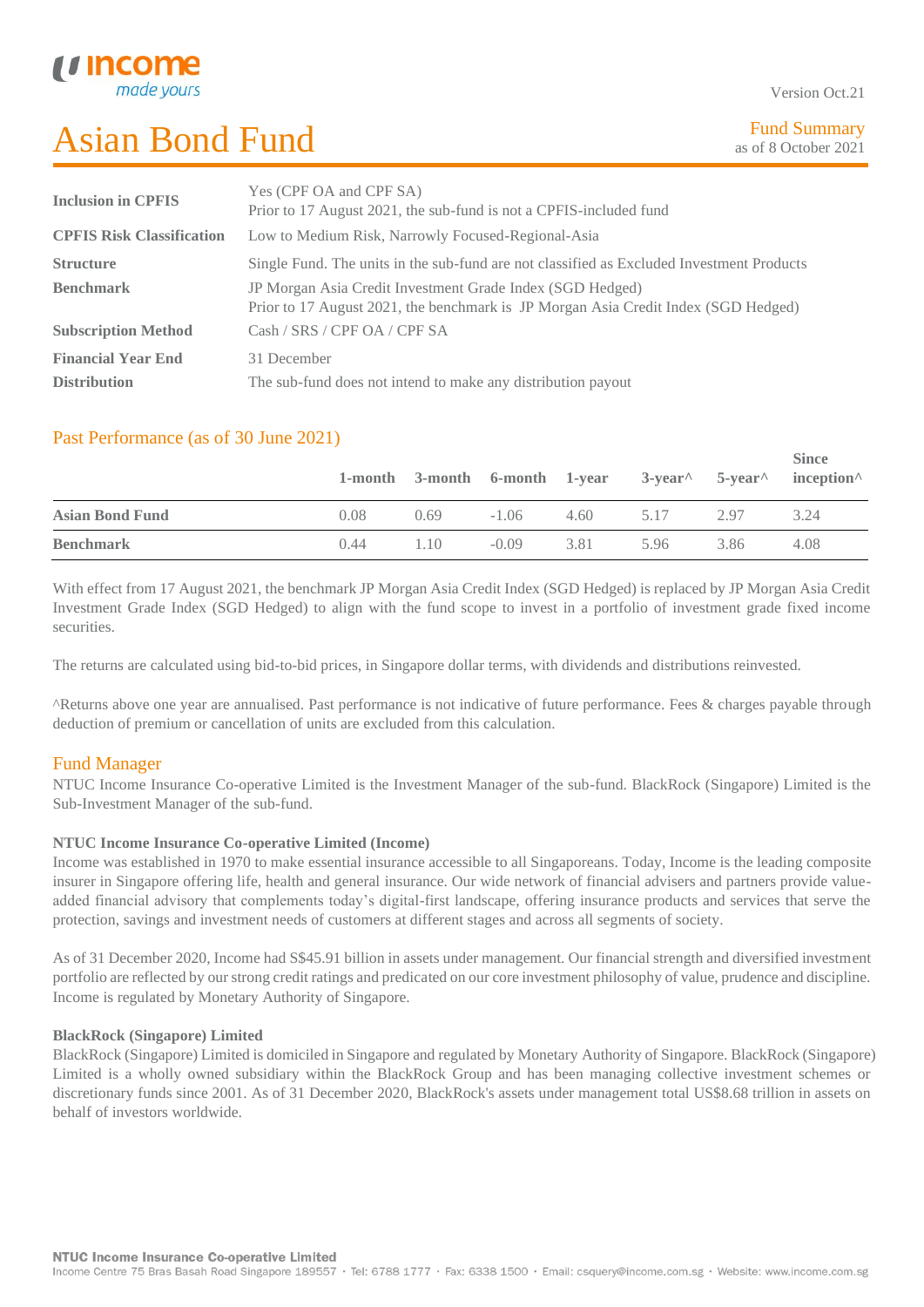Version Oct.21

# Asian Bond Fund

Fund Summary
as of 8 October 2021

| | |
|---|---|
| **Inclusion in CPFIS** | Yes (CPF OA and CPF SA)<br>Prior to 17 August 2021, the sub-fund is not a CPFIS-included fund |
| **CPFIS Risk Classification** | Low to Medium Risk, Narrowly Focused-Regional-Asia |
| **Structure** | Single Fund. The units in the sub-fund are not classified as Excluded Investment Products |
| **Benchmark** | JP Morgan Asia Credit Investment Grade Index (SGD Hedged)<br>Prior to 17 August 2021, the benchmark is JP Morgan Asia Credit Index (SGD Hedged) |
| **Subscription Method** | Cash / SRS / CPF OA / CPF SA |
| **Financial Year End** | 31 December |
| **Distribution** | The sub-fund does not intend to make any distribution payout |

## Past Performance (as of 30 June 2021)

| | 1-month | 3-month | 6-month | 1-year | 3-year^ | 5-year^ | Since inception^ |
|---|---|---|---|---|---|---|---|
| **Asian Bond Fund** | 0.08 | 0.69 | -1.06 | 4.60 | 5.17 | 2.97 | 3.24 |
| **Benchmark** | 0.44 | 1.10 | -0.09 | 3.81 | 5.96 | 3.86 | 4.08 |

With effect from 17 August 2021, the benchmark JP Morgan Asia Credit Index (SGD Hedged) is replaced by JP Morgan Asia Credit Investment Grade Index (SGD Hedged) to align with the fund scope to invest in a portfolio of investment grade fixed income securities.

The returns are calculated using bid-to-bid prices, in Singapore dollar terms, with dividends and distributions reinvested.

^Returns above one year are annualised. Past performance is not indicative of future performance. Fees & charges payable through deduction of premium or cancellation of units are excluded from this calculation.

## Fund Manager

NTUC Income Insurance Co-operative Limited is the Investment Manager of the sub-fund. BlackRock (Singapore) Limited is the Sub-Investment Manager of the sub-fund.

**NTUC Income Insurance Co-operative Limited (Income)**

Income was established in 1970 to make essential insurance accessible to all Singaporeans. Today, Income is the leading composite insurer in Singapore offering life, health and general insurance. Our wide network of financial advisers and partners provide value-added financial advisory that complements today's digital-first landscape, offering insurance products and services that serve the protection, savings and investment needs of customers at different stages and across all segments of society.

As of 31 December 2020, Income had S$45.91 billion in assets under management. Our financial strength and diversified investment portfolio are reflected by our strong credit ratings and predicated on our core investment philosophy of value, prudence and discipline. Income is regulated by Monetary Authority of Singapore.

**BlackRock (Singapore) Limited**

BlackRock (Singapore) Limited is domiciled in Singapore and regulated by Monetary Authority of Singapore. BlackRock (Singapore) Limited is a wholly owned subsidiary within the BlackRock Group and has been managing collective investment schemes or discretionary funds since 2001. As of 31 December 2020, BlackRock's assets under management total US$8.68 trillion in assets on behalf of investors worldwide.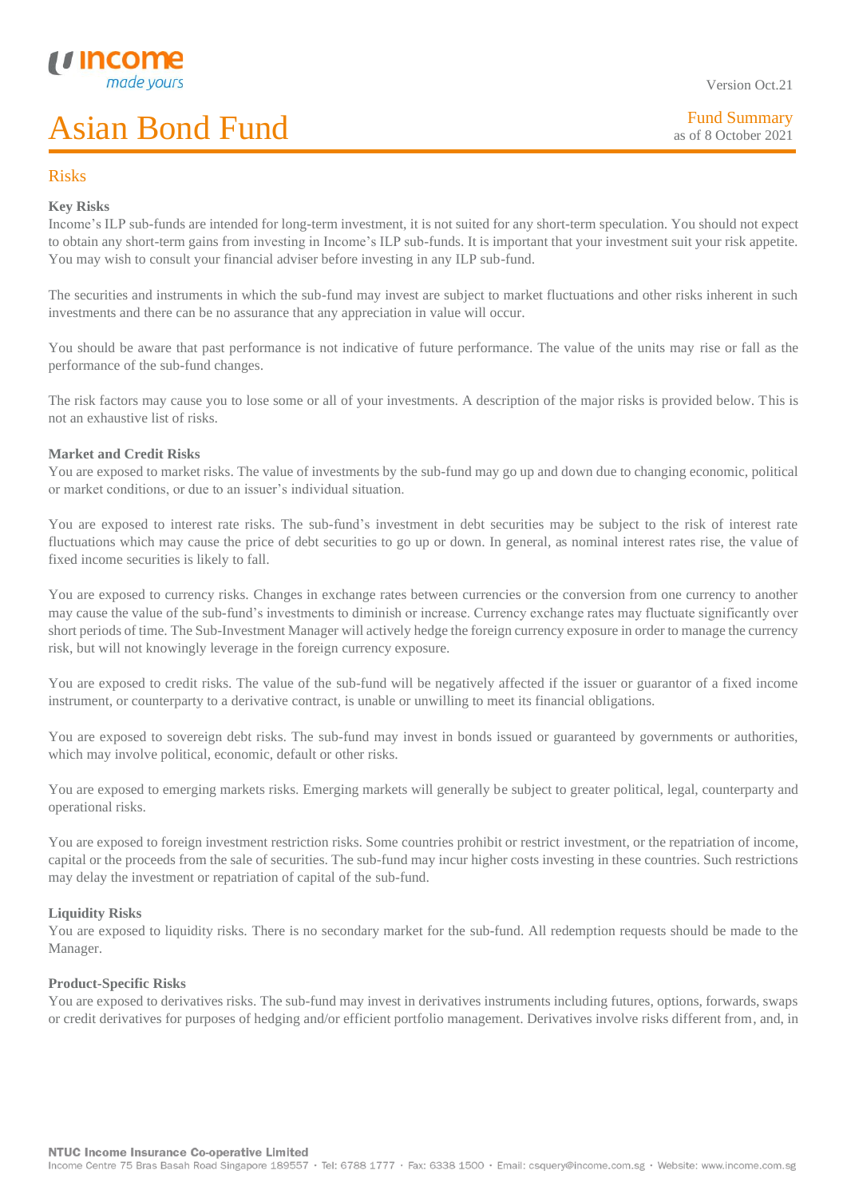# Asian Bond Fund

Fund Summary
as of 8 October 2021

## Risks

### Key Risks

Income's ILP sub-funds are intended for long-term investment, it is not suited for any short-term speculation. You should not expect to obtain any short-term gains from investing in Income's ILP sub-funds. It is important that your investment suit your risk appetite. You may wish to consult your financial adviser before investing in any ILP sub-fund.

The securities and instruments in which the sub-fund may invest are subject to market fluctuations and other risks inherent in such investments and there can be no assurance that any appreciation in value will occur.

You should be aware that past performance is not indicative of future performance. The value of the units may rise or fall as the performance of the sub-fund changes.

The risk factors may cause you to lose some or all of your investments. A description of the major risks is provided below. This is not an exhaustive list of risks.

### Market and Credit Risks

You are exposed to market risks. The value of investments by the sub-fund may go up and down due to changing economic, political or market conditions, or due to an issuer's individual situation.

You are exposed to interest rate risks. The sub-fund's investment in debt securities may be subject to the risk of interest rate fluctuations which may cause the price of debt securities to go up or down. In general, as nominal interest rates rise, the value of fixed income securities is likely to fall.

You are exposed to currency risks. Changes in exchange rates between currencies or the conversion from one currency to another may cause the value of the sub-fund's investments to diminish or increase. Currency exchange rates may fluctuate significantly over short periods of time. The Sub-Investment Manager will actively hedge the foreign currency exposure in order to manage the currency risk, but will not knowingly leverage in the foreign currency exposure.

You are exposed to credit risks. The value of the sub-fund will be negatively affected if the issuer or guarantor of a fixed income instrument, or counterparty to a derivative contract, is unable or unwilling to meet its financial obligations.

You are exposed to sovereign debt risks. The sub-fund may invest in bonds issued or guaranteed by governments or authorities, which may involve political, economic, default or other risks.

You are exposed to emerging markets risks. Emerging markets will generally be subject to greater political, legal, counterparty and operational risks.

You are exposed to foreign investment restriction risks. Some countries prohibit or restrict investment, or the repatriation of income, capital or the proceeds from the sale of securities. The sub-fund may incur higher costs investing in these countries. Such restrictions may delay the investment or repatriation of capital of the sub-fund.

### Liquidity Risks

You are exposed to liquidity risks. There is no secondary market for the sub-fund. All redemption requests should be made to the Manager.

### Product-Specific Risks

You are exposed to derivatives risks. The sub-fund may invest in derivatives instruments including futures, options, forwards, swaps or credit derivatives for purposes of hedging and/or efficient portfolio management. Derivatives involve risks different from, and, in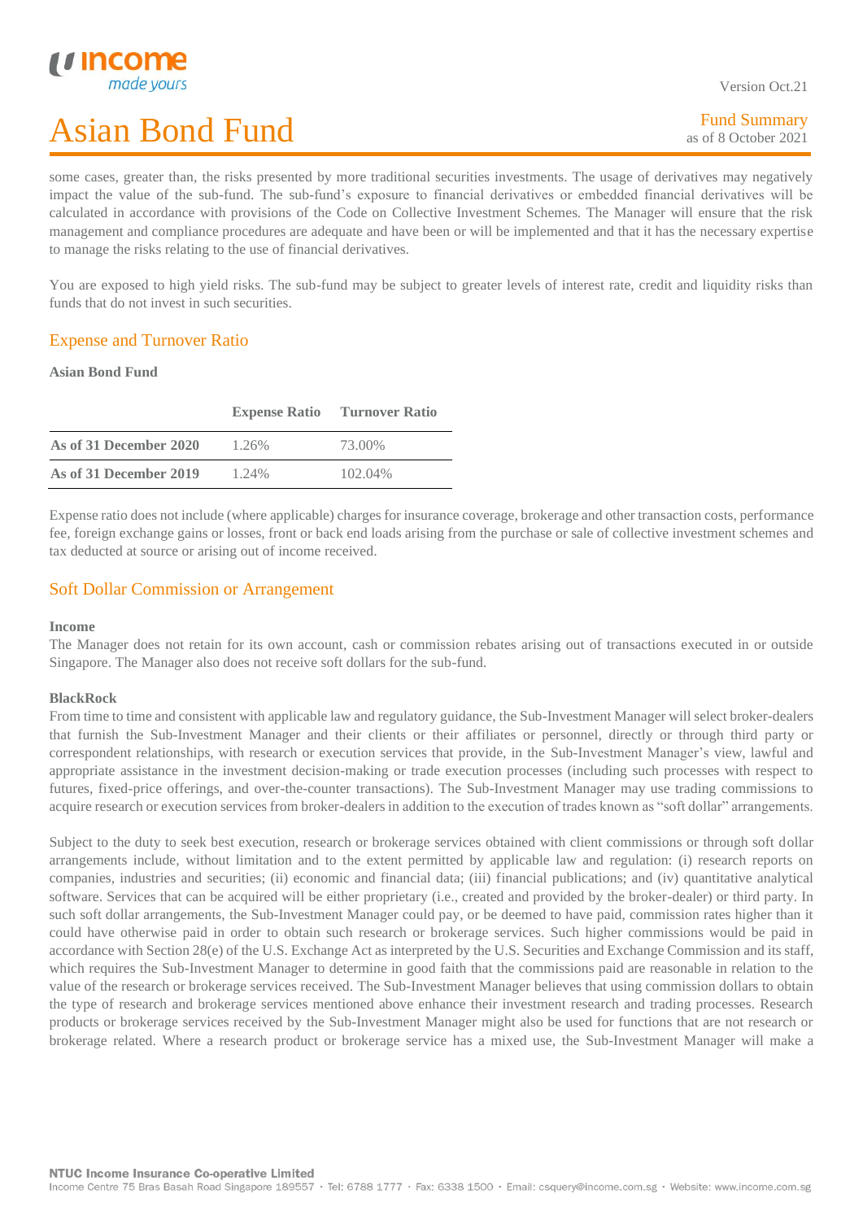some cases, greater than, the risks presented by more traditional securities investments. The usage of derivatives may negatively impact the value of the sub-fund. The sub-fund's exposure to financial derivatives or embedded financial derivatives will be calculated in accordance with provisions of the Code on Collective Investment Schemes. The Manager will ensure that the risk management and compliance procedures are adequate and have been or will be implemented and that it has the necessary expertise to manage the risks relating to the use of financial derivatives.

You are exposed to high yield risks. The sub-fund may be subject to greater levels of interest rate, credit and liquidity risks than funds that do not invest in such securities.

## Expense and Turnover Ratio

**Asian Bond Fund**

| | Expense Ratio | Turnover Ratio |
|---|---|---|
| **As of 31 December 2020** | 1.26% | 73.00% |
| **As of 31 December 2019** | 1.24% | 102.04% |

Expense ratio does not include (where applicable) charges for insurance coverage, brokerage and other transaction costs, performance fee, foreign exchange gains or losses, front or back end loads arising from the purchase or sale of collective investment schemes and tax deducted at source or arising out of income received.

## Soft Dollar Commission or Arrangement

**Income**

The Manager does not retain for its own account, cash or commission rebates arising out of transactions executed in or outside Singapore. The Manager also does not receive soft dollars for the sub-fund.

**BlackRock**

From time to time and consistent with applicable law and regulatory guidance, the Sub-Investment Manager will select broker-dealers that furnish the Sub-Investment Manager and their clients or their affiliates or personnel, directly or through third party or correspondent relationships, with research or execution services that provide, in the Sub-Investment Manager's view, lawful and appropriate assistance in the investment decision-making or trade execution processes (including such processes with respect to futures, fixed-price offerings, and over-the-counter transactions). The Sub-Investment Manager may use trading commissions to acquire research or execution services from broker-dealers in addition to the execution of trades known as "soft dollar" arrangements.

Subject to the duty to seek best execution, research or brokerage services obtained with client commissions or through soft dollar arrangements include, without limitation and to the extent permitted by applicable law and regulation: (i) research reports on companies, industries and securities; (ii) economic and financial data; (iii) financial publications; and (iv) quantitative analytical software. Services that can be acquired will be either proprietary (i.e., created and provided by the broker-dealer) or third party. In such soft dollar arrangements, the Sub-Investment Manager could pay, or be deemed to have paid, commission rates higher than it could have otherwise paid in order to obtain such research or brokerage services. Such higher commissions would be paid in accordance with Section 28(e) of the U.S. Exchange Act as interpreted by the U.S. Securities and Exchange Commission and its staff, which requires the Sub-Investment Manager to determine in good faith that the commissions paid are reasonable in relation to the value of the research or brokerage services received. The Sub-Investment Manager believes that using commission dollars to obtain the type of research and brokerage services mentioned above enhance their investment research and trading processes. Research products or brokerage services received by the Sub-Investment Manager might also be used for functions that are not research or brokerage related. Where a research product or brokerage service has a mixed use, the Sub-Investment Manager will make a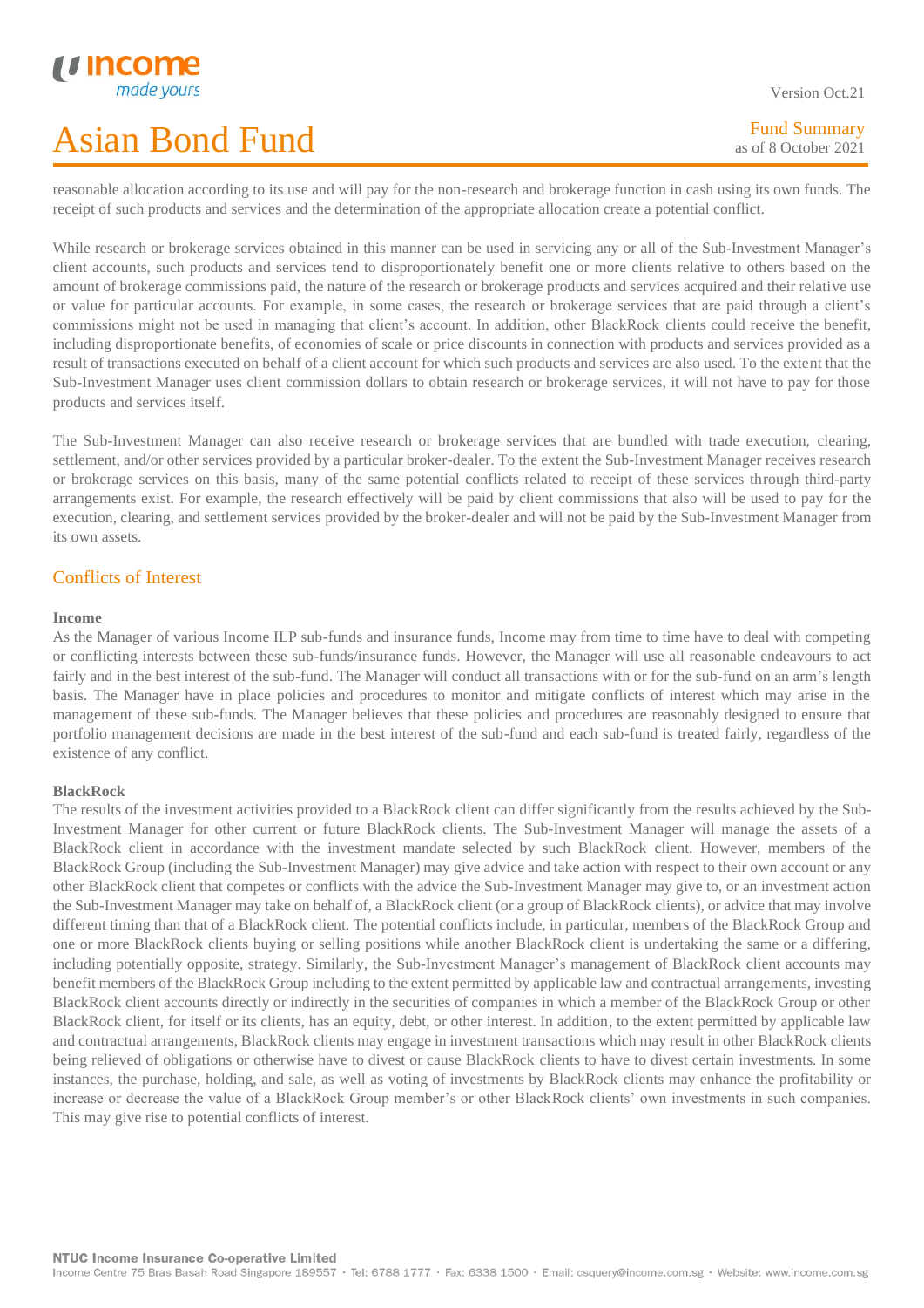reasonable allocation according to its use and will pay for the non-research and brokerage function in cash using its own funds. The receipt of such products and services and the determination of the appropriate allocation create a potential conflict.

While research or brokerage services obtained in this manner can be used in servicing any or all of the Sub-Investment Manager's client accounts, such products and services tend to disproportionately benefit one or more clients relative to others based on the amount of brokerage commissions paid, the nature of the research or brokerage products and services acquired and their relative use or value for particular accounts. For example, in some cases, the research or brokerage services that are paid through a client's commissions might not be used in managing that client's account. In addition, other BlackRock clients could receive the benefit, including disproportionate benefits, of economies of scale or price discounts in connection with products and services provided as a result of transactions executed on behalf of a client account for which such products and services are also used. To the extent that the Sub-Investment Manager uses client commission dollars to obtain research or brokerage services, it will not have to pay for those products and services itself.

The Sub-Investment Manager can also receive research or brokerage services that are bundled with trade execution, clearing, settlement, and/or other services provided by a particular broker-dealer. To the extent the Sub-Investment Manager receives research or brokerage services on this basis, many of the same potential conflicts related to receipt of these services through third-party arrangements exist. For example, the research effectively will be paid by client commissions that also will be used to pay for the execution, clearing, and settlement services provided by the broker-dealer and will not be paid by the Sub-Investment Manager from its own assets.

## Conflicts of Interest

**Income**

As the Manager of various Income ILP sub-funds and insurance funds, Income may from time to time have to deal with competing or conflicting interests between these sub-funds/insurance funds. However, the Manager will use all reasonable endeavours to act fairly and in the best interest of the sub-fund. The Manager will conduct all transactions with or for the sub-fund on an arm's length basis. The Manager have in place policies and procedures to monitor and mitigate conflicts of interest which may arise in the management of these sub-funds. The Manager believes that these policies and procedures are reasonably designed to ensure that portfolio management decisions are made in the best interest of the sub-fund and each sub-fund is treated fairly, regardless of the existence of any conflict.

**BlackRock**

The results of the investment activities provided to a BlackRock client can differ significantly from the results achieved by the Sub-Investment Manager for other current or future BlackRock clients. The Sub-Investment Manager will manage the assets of a BlackRock client in accordance with the investment mandate selected by such BlackRock client. However, members of the BlackRock Group (including the Sub-Investment Manager) may give advice and take action with respect to their own account or any other BlackRock client that competes or conflicts with the advice the Sub-Investment Manager may give to, or an investment action the Sub-Investment Manager may take on behalf of, a BlackRock client (or a group of BlackRock clients), or advice that may involve different timing than that of a BlackRock client. The potential conflicts include, in particular, members of the BlackRock Group and one or more BlackRock clients buying or selling positions while another BlackRock client is undertaking the same or a differing, including potentially opposite, strategy. Similarly, the Sub-Investment Manager's management of BlackRock client accounts may benefit members of the BlackRock Group including to the extent permitted by applicable law and contractual arrangements, investing BlackRock client accounts directly or indirectly in the securities of companies in which a member of the BlackRock Group or other BlackRock client, for itself or its clients, has an equity, debt, or other interest. In addition, to the extent permitted by applicable law and contractual arrangements, BlackRock clients may engage in investment transactions which may result in other BlackRock clients being relieved of obligations or otherwise have to divest or cause BlackRock clients to have to divest certain investments. In some instances, the purchase, holding, and sale, as well as voting of investments by BlackRock clients may enhance the profitability or increase or decrease the value of a BlackRock Group member's or other BlackRock clients' own investments in such companies. This may give rise to potential conflicts of interest.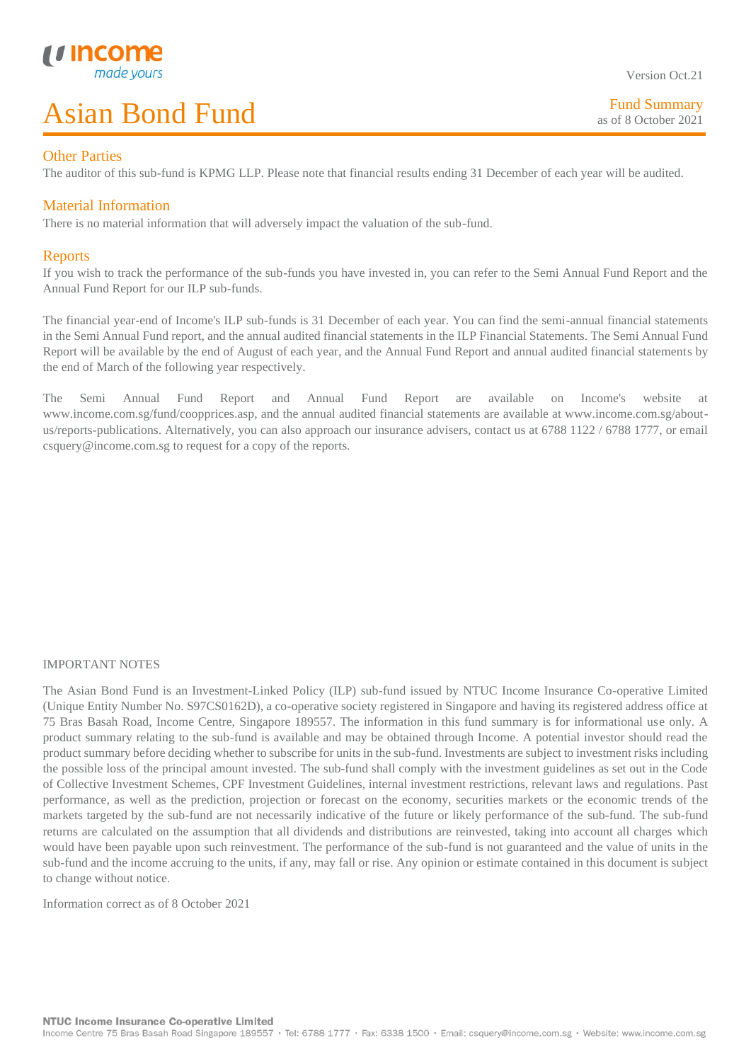## Other Parties

The auditor of this sub-fund is KPMG LLP. Please note that financial results ending 31 December of each year will be audited.

## Material Information

There is no material information that will adversely impact the valuation of the sub-fund.

## Reports

If you wish to track the performance of the sub-funds you have invested in, you can refer to the Semi Annual Fund Report and the Annual Fund Report for our ILP sub-funds.

The financial year-end of Income's ILP sub-funds is 31 December of each year. You can find the semi-annual financial statements in the Semi Annual Fund report, and the annual audited financial statements in the ILP Financial Statements. The Semi Annual Fund Report will be available by the end of August of each year, and the Annual Fund Report and annual audited financial statements by the end of March of the following year respectively.

The Semi Annual Fund Report and Annual Fund Report are available on Income's website at www.income.com.sg/fund/coopprices.asp, and the annual audited financial statements are available at www.income.com.sg/about-us/reports-publications. Alternatively, you can also approach our insurance advisers, contact us at 6788 1122 / 6788 1777, or email csquery@income.com.sg to request for a copy of the reports.

IMPORTANT NOTES

The Asian Bond Fund is an Investment-Linked Policy (ILP) sub-fund issued by NTUC Income Insurance Co-operative Limited (Unique Entity Number No. S97CS0162D), a co-operative society registered in Singapore and having its registered address office at 75 Bras Basah Road, Income Centre, Singapore 189557. The information in this fund summary is for informational use only. A product summary relating to the sub-fund is available and may be obtained through Income. A potential investor should read the product summary before deciding whether to subscribe for units in the sub-fund. Investments are subject to investment risks including the possible loss of the principal amount invested. The sub-fund shall comply with the investment guidelines as set out in the Code of Collective Investment Schemes, CPF Investment Guidelines, internal investment restrictions, relevant laws and regulations. Past performance, as well as the prediction, projection or forecast on the economy, securities markets or the economic trends of the markets targeted by the sub-fund are not necessarily indicative of the future or likely performance of the sub-fund. The sub-fund returns are calculated on the assumption that all dividends and distributions are reinvested, taking into account all charges which would have been payable upon such reinvestment. The performance of the sub-fund is not guaranteed and the value of units in the sub-fund and the income accruing to the units, if any, may fall or rise. Any opinion or estimate contained in this document is subject to change without notice.

Information correct as of 8 October 2021